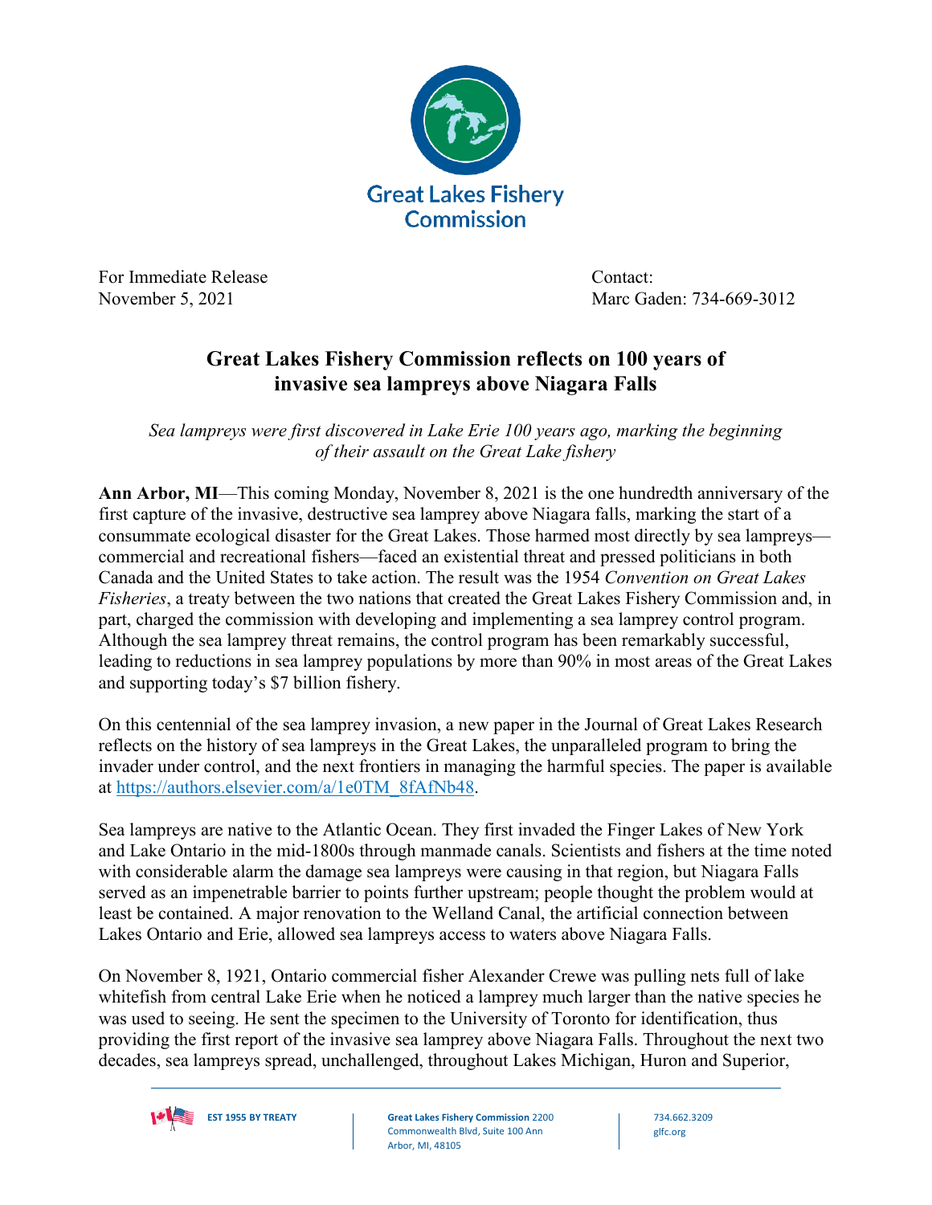Great Lakes Fishery Commission

For Immediate Release
November 5, 2021

Contact:
Marc Gaden: 734-669-3012

# Great Lakes Fishery Commission reflects on 100 years of invasive sea lampreys above Niagara Falls

*Sea lampreys were first discovered in Lake Erie 100 years ago, marking the beginning of their assault on the Great Lake fishery*

**Ann Arbor, MI**—This coming Monday, November 8, 2021 is the one hundredth anniversary of the first capture of the invasive, destructive sea lamprey above Niagara falls, marking the start of a consummate ecological disaster for the Great Lakes. Those harmed most directly by sea lampreys—commercial and recreational fishers—faced an existential threat and pressed politicians in both Canada and the United States to take action. The result was the 1954 *Convention on Great Lakes Fisheries*, a treaty between the two nations that created the Great Lakes Fishery Commission and, in part, charged the commission with developing and implementing a sea lamprey control program. Although the sea lamprey threat remains, the control program has been remarkably successful, leading to reductions in sea lamprey populations by more than 90% in most areas of the Great Lakes and supporting today's $7 billion fishery.

On this centennial of the sea lamprey invasion, a new paper in the Journal of Great Lakes Research reflects on the history of sea lampreys in the Great Lakes, the unparalleled program to bring the invader under control, and the next frontiers in managing the harmful species. The paper is available at [https://authors.elsevier.com/a/1e0TM_8fAfNb48](https://authors.elsevier.com/a/1e0TM_8fAfNb48).

Sea lampreys are native to the Atlantic Ocean. They first invaded the Finger Lakes of New York and Lake Ontario in the mid-1800s through manmade canals. Scientists and fishers at the time noted with considerable alarm the damage sea lampreys were causing in that region, but Niagara Falls served as an impenetrable barrier to points further upstream; people thought the problem would at least be contained. A major renovation to the Welland Canal, the artificial connection between Lakes Ontario and Erie, allowed sea lampreys access to waters above Niagara Falls.

On November 8, 1921, Ontario commercial fisher Alexander Crewe was pulling nets full of lake whitefish from central Lake Erie when he noticed a lamprey much larger than the native species he was used to seeing. He sent the specimen to the University of Toronto for identification, thus providing the first report of the invasive sea lamprey above Niagara Falls. Throughout the next two decades, sea lampreys spread, unchallenged, throughout Lakes Michigan, Huron and Superior,

EST 1955 BY TREATY | **Great Lakes Fishery Commission** 2200 Commonwealth Blvd, Suite 100 Ann Arbor, MI, 48105 | 734.662.3209 glfc.org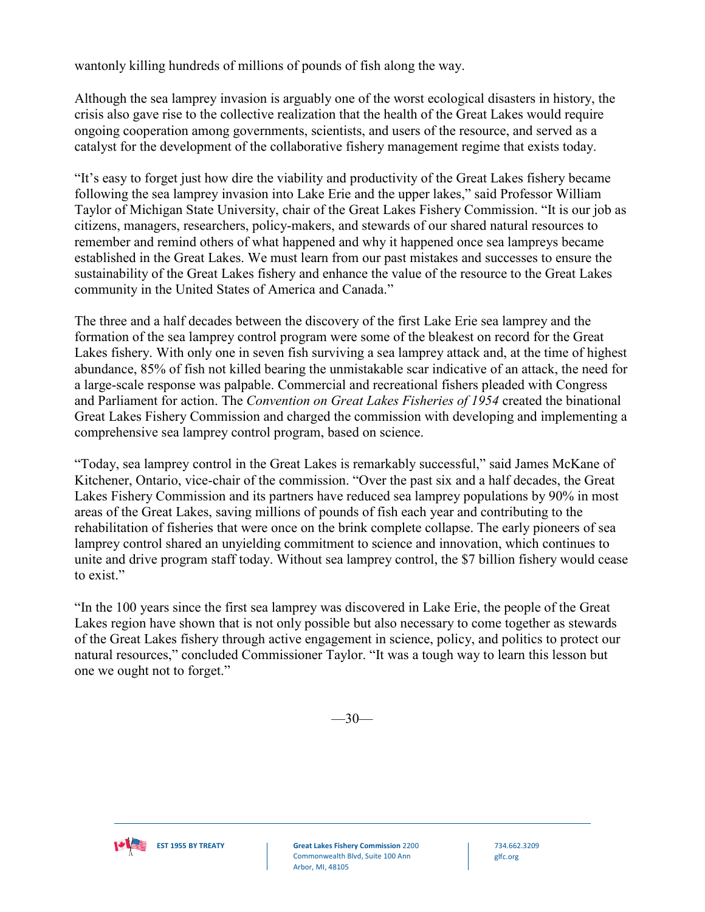wantonly killing hundreds of millions of pounds of fish along the way.

Although the sea lamprey invasion is arguably one of the worst ecological disasters in history, the crisis also gave rise to the collective realization that the health of the Great Lakes would require ongoing cooperation among governments, scientists, and users of the resource, and served as a catalyst for the development of the collaborative fishery management regime that exists today.

"It's easy to forget just how dire the viability and productivity of the Great Lakes fishery became following the sea lamprey invasion into Lake Erie and the upper lakes," said Professor William Taylor of Michigan State University, chair of the Great Lakes Fishery Commission. "It is our job as citizens, managers, researchers, policy-makers, and stewards of our shared natural resources to remember and remind others of what happened and why it happened once sea lampreys became established in the Great Lakes. We must learn from our past mistakes and successes to ensure the sustainability of the Great Lakes fishery and enhance the value of the resource to the Great Lakes community in the United States of America and Canada."

The three and a half decades between the discovery of the first Lake Erie sea lamprey and the formation of the sea lamprey control program were some of the bleakest on record for the Great Lakes fishery. With only one in seven fish surviving a sea lamprey attack and, at the time of highest abundance, 85% of fish not killed bearing the unmistakable scar indicative of an attack, the need for a large-scale response was palpable. Commercial and recreational fishers pleaded with Congress and Parliament for action. The *Convention on Great Lakes Fisheries of 1954* created the binational Great Lakes Fishery Commission and charged the commission with developing and implementing a comprehensive sea lamprey control program, based on science.

"Today, sea lamprey control in the Great Lakes is remarkably successful," said James McKane of Kitchener, Ontario, vice-chair of the commission. "Over the past six and a half decades, the Great Lakes Fishery Commission and its partners have reduced sea lamprey populations by 90% in most areas of the Great Lakes, saving millions of pounds of fish each year and contributing to the rehabilitation of fisheries that were once on the brink complete collapse. The early pioneers of sea lamprey control shared an unyielding commitment to science and innovation, which continues to unite and drive program staff today. Without sea lamprey control, the $7 billion fishery would cease to exist."

"In the 100 years since the first sea lamprey was discovered in Lake Erie, the people of the Great Lakes region have shown that is not only possible but also necessary to come together as stewards of the Great Lakes fishery through active engagement in science, policy, and politics to protect our natural resources," concluded Commissioner Taylor. "It was a tough way to learn this lesson but one we ought not to forget."

—30—